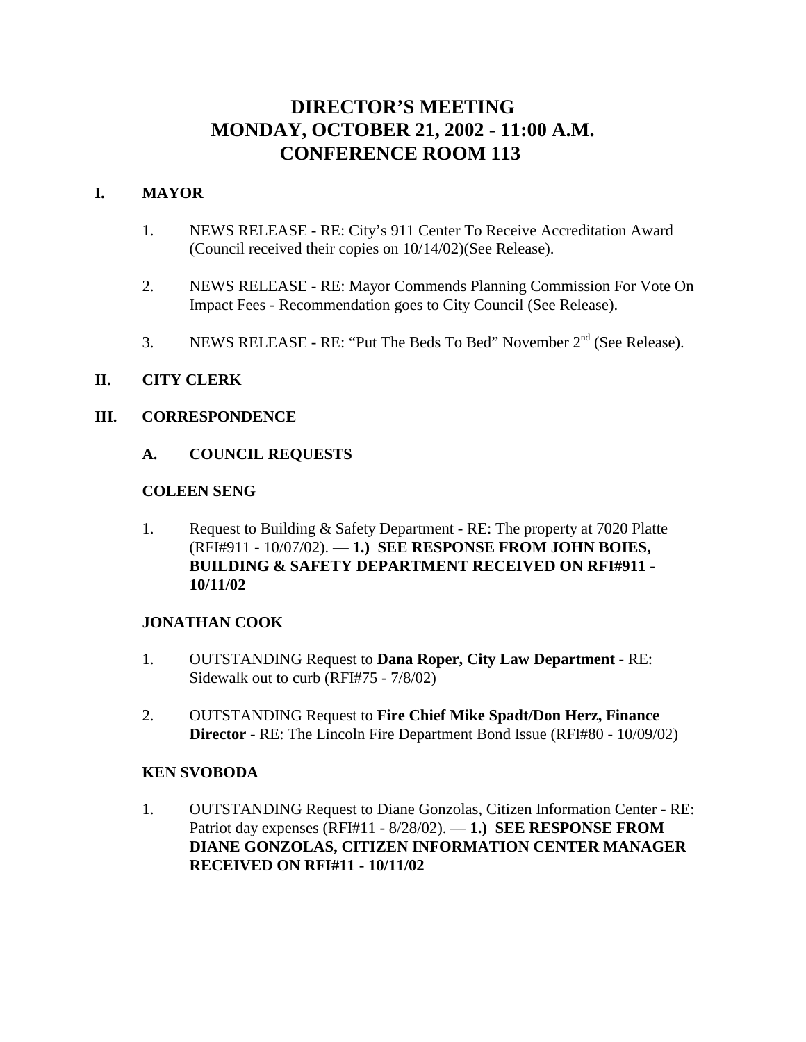# DIRECTOR'S MEETING
# MONDAY, OCTOBER 21, 2002 - 11:00 A.M.
# CONFERENCE ROOM 113

## I. MAYOR

1. NEWS RELEASE - RE: City's 911 Center To Receive Accreditation Award (Council received their copies on 10/14/02)(See Release).

2. NEWS RELEASE - RE: Mayor Commends Planning Commission For Vote On Impact Fees - Recommendation goes to City Council (See Release).

3. NEWS RELEASE - RE: "Put The Beds To Bed" November 2nd (See Release).

## II. CITY CLERK

## III. CORRESPONDENCE

### A. COUNCIL REQUESTS

**COLEEN SENG**

1. Request to Building & Safety Department - RE: The property at 7020 Platte (RFI#911 - 10/07/02). — **1.) SEE RESPONSE FROM JOHN BOIES, BUILDING & SAFETY DEPARTMENT RECEIVED ON RFI#911 - 10/11/02**

**JONATHAN COOK**

1. OUTSTANDING Request to **Dana Roper, City Law Department** - RE: Sidewalk out to curb (RFI#75 - 7/8/02)

2. OUTSTANDING Request to **Fire Chief Mike Spadt/Don Herz, Finance Director** - RE: The Lincoln Fire Department Bond Issue (RFI#80 - 10/09/02)

**KEN SVOBODA**

1. ~~OUTSTANDING~~ Request to Diane Gonzolas, Citizen Information Center - RE: Patriot day expenses (RFI#11 - 8/28/02). — **1.) SEE RESPONSE FROM DIANE GONZOLAS, CITIZEN INFORMATION CENTER MANAGER RECEIVED ON RFI#11 - 10/11/02**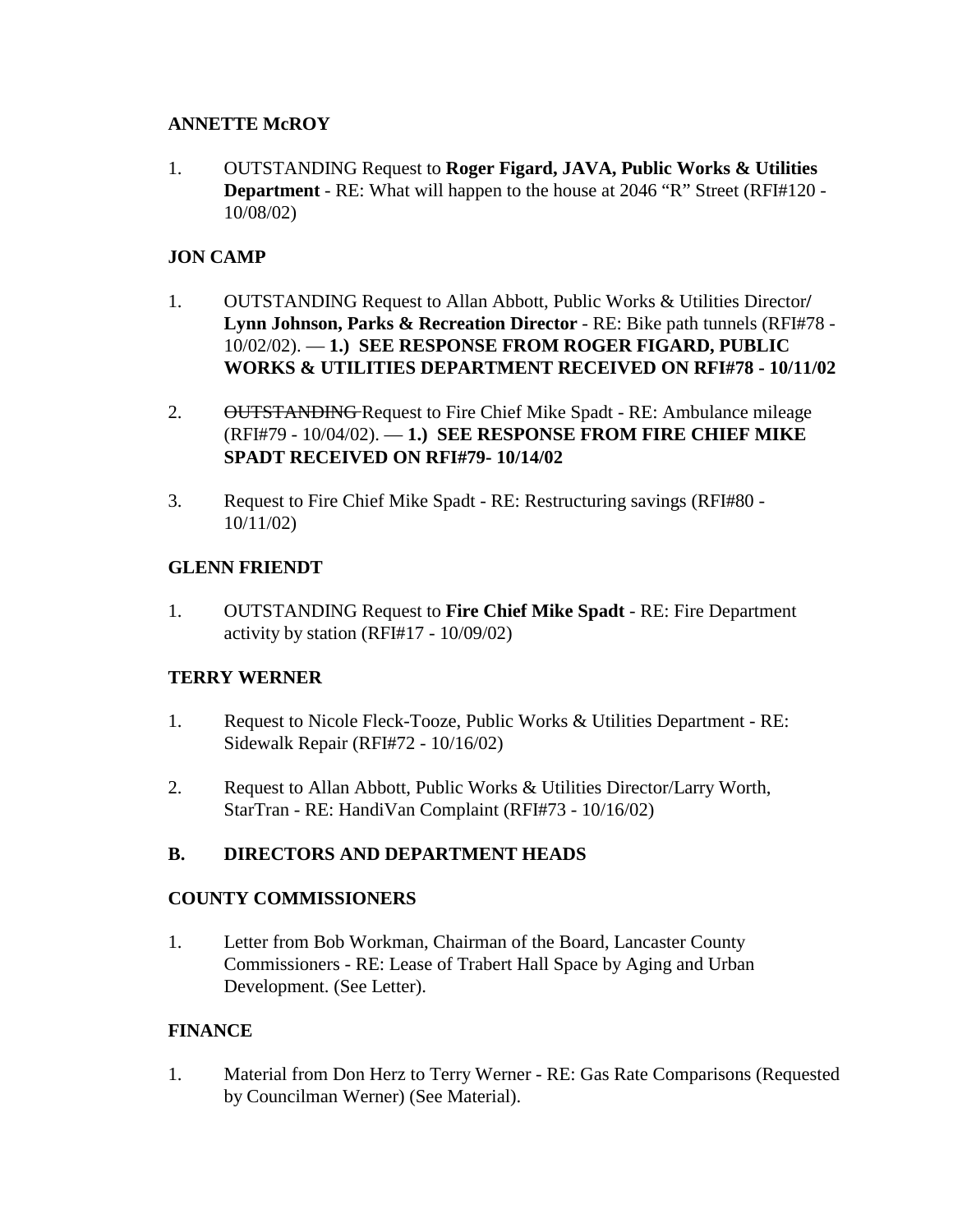**ANNETTE McROY**

1. OUTSTANDING Request to **Roger Figard, JAVA, Public Works & Utilities Department** - RE: What will happen to the house at 2046 "R" Street (RFI#120 - 10/08/02)

**JON CAMP**

1. OUTSTANDING Request to Allan Abbott, Public Works & Utilities Director/ **Lynn Johnson, Parks & Recreation Director** - RE: Bike path tunnels (RFI#78 - 10/02/02). — **1.) SEE RESPONSE FROM ROGER FIGARD, PUBLIC WORKS & UTILITIES DEPARTMENT RECEIVED ON RFI#78 - 10/11/02**

2. ~~OUTSTANDING~~ Request to Fire Chief Mike Spadt - RE: Ambulance mileage (RFI#79 - 10/04/02). — **1.) SEE RESPONSE FROM FIRE CHIEF MIKE SPADT RECEIVED ON RFI#79- 10/14/02**

3. Request to Fire Chief Mike Spadt - RE: Restructuring savings (RFI#80 - 10/11/02)

**GLENN FRIENDT**

1. OUTSTANDING Request to **Fire Chief Mike Spadt** - RE: Fire Department activity by station (RFI#17 - 10/09/02)

**TERRY WERNER**

1. Request to Nicole Fleck-Tooze, Public Works & Utilities Department - RE: Sidewalk Repair (RFI#72 - 10/16/02)

2. Request to Allan Abbott, Public Works & Utilities Director/Larry Worth, StarTran - RE: HandiVan Complaint (RFI#73 - 10/16/02)

**B. DIRECTORS AND DEPARTMENT HEADS**

**COUNTY COMMISSIONERS**

1. Letter from Bob Workman, Chairman of the Board, Lancaster County Commissioners - RE: Lease of Trabert Hall Space by Aging and Urban Development. (See Letter).

**FINANCE**

1. Material from Don Herz to Terry Werner - RE: Gas Rate Comparisons (Requested by Councilman Werner) (See Material).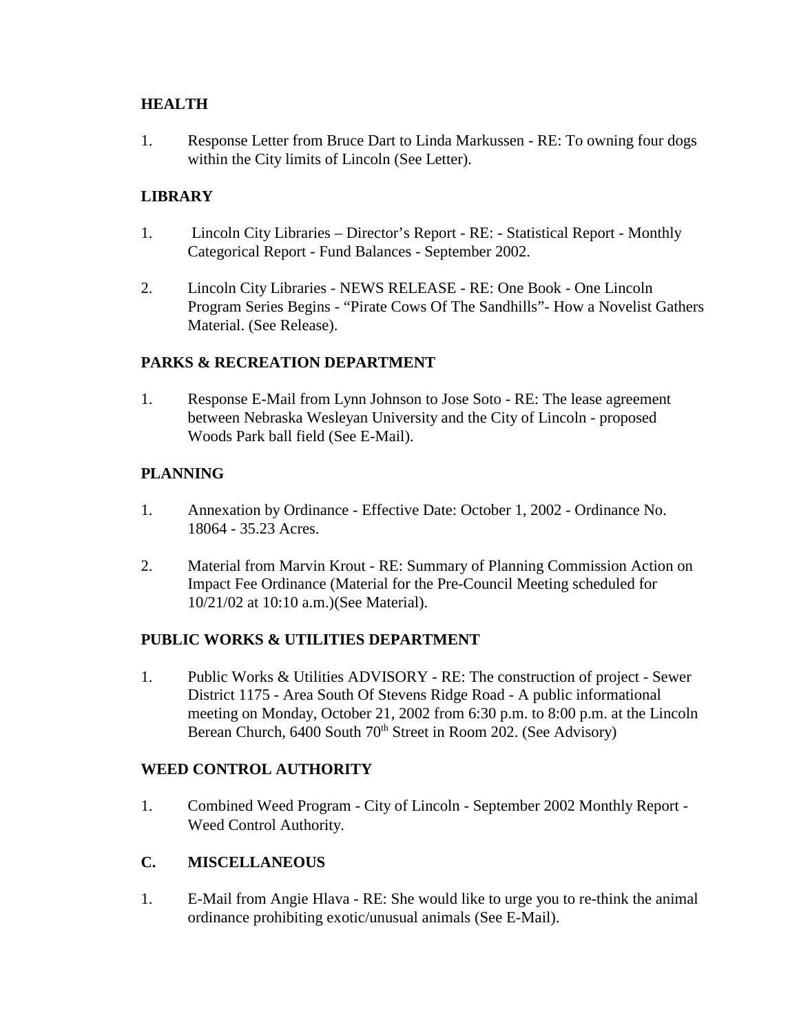**HEALTH**

1. Response Letter from Bruce Dart to Linda Markussen - RE: To owning four dogs within the City limits of Lincoln (See Letter).

**LIBRARY**

1. Lincoln City Libraries – Director's Report - RE: - Statistical Report - Monthly Categorical Report - Fund Balances - September 2002.

2. Lincoln City Libraries - NEWS RELEASE - RE: One Book - One Lincoln Program Series Begins - "Pirate Cows Of The Sandhills"- How a Novelist Gathers Material. (See Release).

**PARKS & RECREATION DEPARTMENT**

1. Response E-Mail from Lynn Johnson to Jose Soto - RE: The lease agreement between Nebraska Wesleyan University and the City of Lincoln - proposed Woods Park ball field (See E-Mail).

**PLANNING**

1. Annexation by Ordinance - Effective Date: October 1, 2002 - Ordinance No. 18064 - 35.23 Acres.

2. Material from Marvin Krout - RE: Summary of Planning Commission Action on Impact Fee Ordinance (Material for the Pre-Council Meeting scheduled for 10/21/02 at 10:10 a.m.)(See Material).

**PUBLIC WORKS & UTILITIES DEPARTMENT**

1. Public Works & Utilities ADVISORY - RE: The construction of project - Sewer District 1175 - Area South Of Stevens Ridge Road - A public informational meeting on Monday, October 21, 2002 from 6:30 p.m. to 8:00 p.m. at the Lincoln Berean Church, 6400 South 70th Street in Room 202. (See Advisory)

**WEED CONTROL AUTHORITY**

1. Combined Weed Program - City of Lincoln - September 2002 Monthly Report - Weed Control Authority.

**C. MISCELLANEOUS**

1. E-Mail from Angie Hlava - RE: She would like to urge you to re-think the animal ordinance prohibiting exotic/unusual animals (See E-Mail).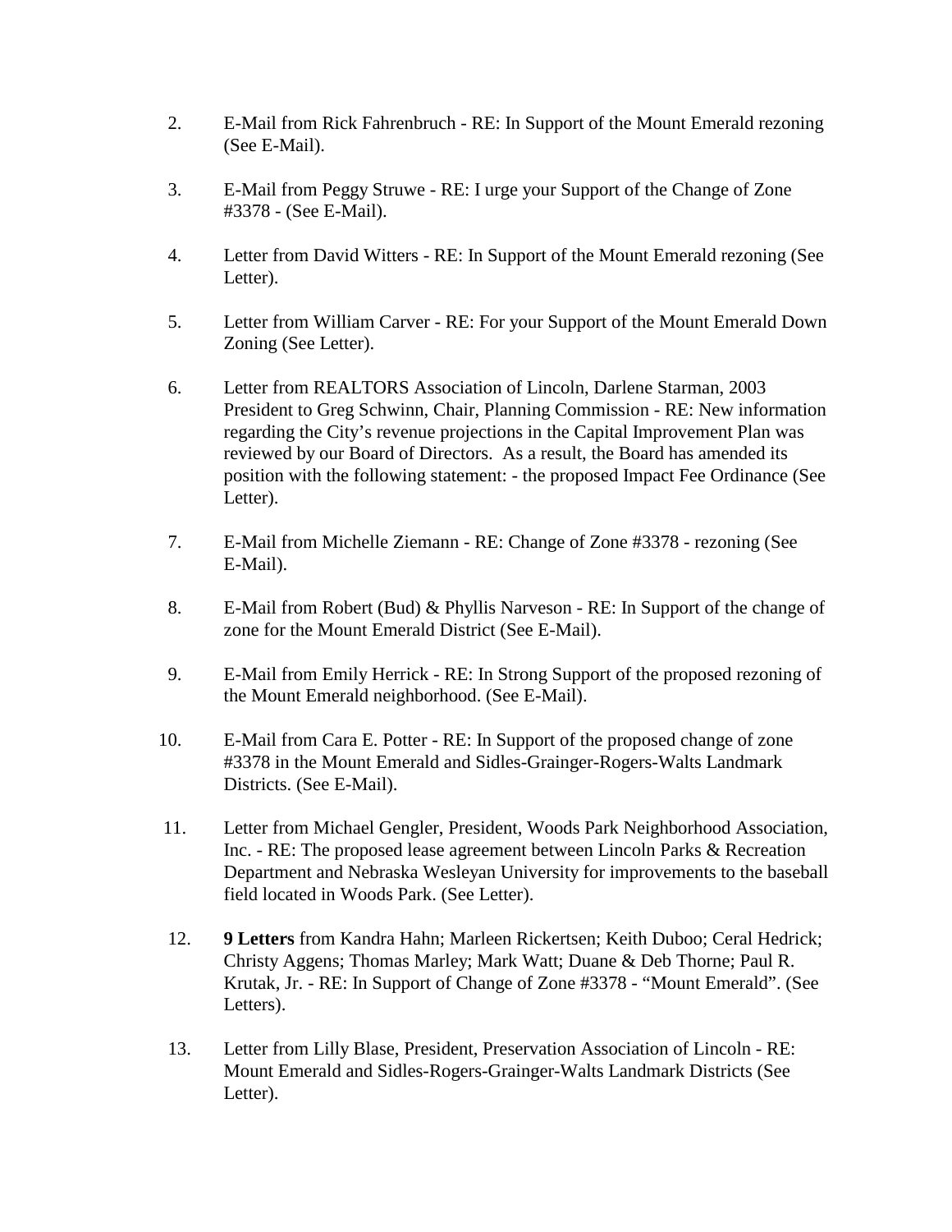2. E-Mail from Rick Fahrenbruch - RE: In Support of the Mount Emerald rezoning (See E-Mail).

3. E-Mail from Peggy Struwe - RE: I urge your Support of the Change of Zone #3378 - (See E-Mail).

4. Letter from David Witters - RE: In Support of the Mount Emerald rezoning (See Letter).

5. Letter from William Carver - RE: For your Support of the Mount Emerald Down Zoning (See Letter).

6. Letter from REALTORS Association of Lincoln, Darlene Starman, 2003 President to Greg Schwinn, Chair, Planning Commission - RE: New information regarding the City's revenue projections in the Capital Improvement Plan was reviewed by our Board of Directors. As a result, the Board has amended its position with the following statement: - the proposed Impact Fee Ordinance (See Letter).

7. E-Mail from Michelle Ziemann - RE: Change of Zone #3378 - rezoning (See E-Mail).

8. E-Mail from Robert (Bud) & Phyllis Narveson - RE: In Support of the change of zone for the Mount Emerald District (See E-Mail).

9. E-Mail from Emily Herrick - RE: In Strong Support of the proposed rezoning of the Mount Emerald neighborhood. (See E-Mail).

10. E-Mail from Cara E. Potter - RE: In Support of the proposed change of zone #3378 in the Mount Emerald and Sidles-Grainger-Rogers-Walts Landmark Districts. (See E-Mail).

11. Letter from Michael Gengler, President, Woods Park Neighborhood Association, Inc. - RE: The proposed lease agreement between Lincoln Parks & Recreation Department and Nebraska Wesleyan University for improvements to the baseball field located in Woods Park. (See Letter).

12. **9 Letters** from Kandra Hahn; Marleen Rickertsen; Keith Duboo; Ceral Hedrick; Christy Aggens; Thomas Marley; Mark Watt; Duane & Deb Thorne; Paul R. Krutak, Jr. - RE: In Support of Change of Zone #3378 - "Mount Emerald". (See Letters).

13. Letter from Lilly Blase, President, Preservation Association of Lincoln - RE: Mount Emerald and Sidles-Rogers-Grainger-Walts Landmark Districts (See Letter).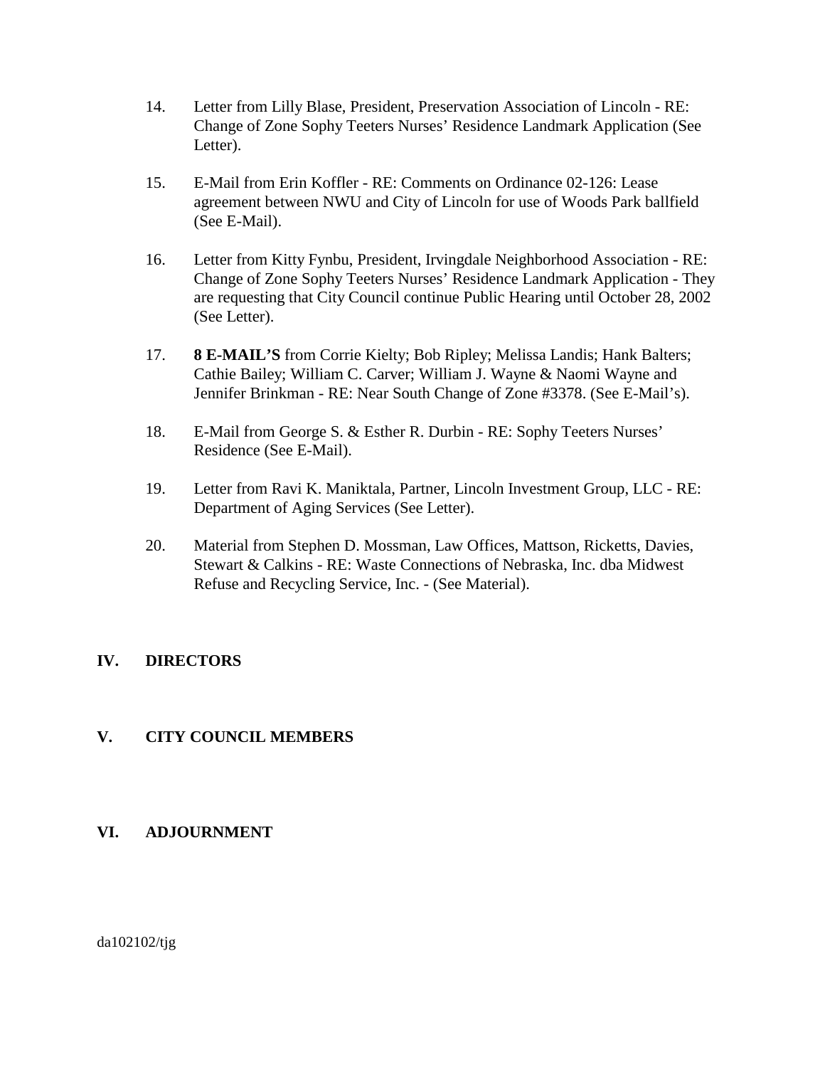14. Letter from Lilly Blase, President, Preservation Association of Lincoln - RE: Change of Zone Sophy Teeters Nurses' Residence Landmark Application (See Letter).

15. E-Mail from Erin Koffler - RE: Comments on Ordinance 02-126: Lease agreement between NWU and City of Lincoln for use of Woods Park ballfield (See E-Mail).

16. Letter from Kitty Fynbu, President, Irvingdale Neighborhood Association - RE: Change of Zone Sophy Teeters Nurses' Residence Landmark Application - They are requesting that City Council continue Public Hearing until October 28, 2002 (See Letter).

17. **8 E-MAIL'S** from Corrie Kielty; Bob Ripley; Melissa Landis; Hank Balters; Cathie Bailey; William C. Carver; William J. Wayne & Naomi Wayne and Jennifer Brinkman - RE: Near South Change of Zone #3378. (See E-Mail's).

18. E-Mail from George S. & Esther R. Durbin - RE: Sophy Teeters Nurses' Residence (See E-Mail).

19. Letter from Ravi K. Maniktala, Partner, Lincoln Investment Group, LLC - RE: Department of Aging Services (See Letter).

20. Material from Stephen D. Mossman, Law Offices, Mattson, Ricketts, Davies, Stewart & Calkins - RE: Waste Connections of Nebraska, Inc. dba Midwest Refuse and Recycling Service, Inc. - (See Material).

## IV. DIRECTORS

## V. CITY COUNCIL MEMBERS

## VI. ADJOURNMENT

da102102/tjg